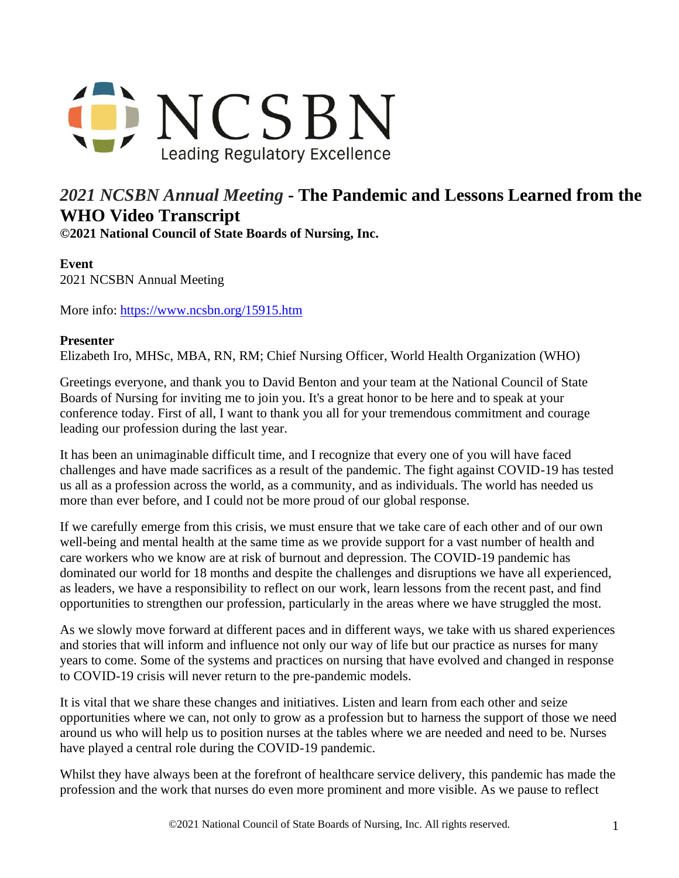NCSBN
Leading Regulatory Excellence

# *2021 NCSBN Annual Meeting* - The Pandemic and Lessons Learned from the WHO Video Transcript

**©2021 National Council of State Boards of Nursing, Inc.**

**Event**
2021 NCSBN Annual Meeting

More info: https://www.ncsbn.org/15915.htm

**Presenter**
Elizabeth Iro, MHSc, MBA, RN, RM; Chief Nursing Officer, World Health Organization (WHO)

Greetings everyone, and thank you to David Benton and your team at the National Council of State Boards of Nursing for inviting me to join you. It's a great honor to be here and to speak at your conference today. First of all, I want to thank you all for your tremendous commitment and courage leading our profession during the last year.

It has been an unimaginable difficult time, and I recognize that every one of you will have faced challenges and have made sacrifices as a result of the pandemic. The fight against COVID-19 has tested us all as a profession across the world, as a community, and as individuals. The world has needed us more than ever before, and I could not be more proud of our global response.

If we carefully emerge from this crisis, we must ensure that we take care of each other and of our own well-being and mental health at the same time as we provide support for a vast number of health and care workers who we know are at risk of burnout and depression. The COVID-19 pandemic has dominated our world for 18 months and despite the challenges and disruptions we have all experienced, as leaders, we have a responsibility to reflect on our work, learn lessons from the recent past, and find opportunities to strengthen our profession, particularly in the areas where we have struggled the most.

As we slowly move forward at different paces and in different ways, we take with us shared experiences and stories that will inform and influence not only our way of life but our practice as nurses for many years to come. Some of the systems and practices on nursing that have evolved and changed in response to COVID-19 crisis will never return to the pre-pandemic models.

It is vital that we share these changes and initiatives. Listen and learn from each other and seize opportunities where we can, not only to grow as a profession but to harness the support of those we need around us who will help us to position nurses at the tables where we are needed and need to be. Nurses have played a central role during the COVID-19 pandemic.

Whilst they have always been at the forefront of healthcare service delivery, this pandemic has made the profession and the work that nurses do even more prominent and more visible. As we pause to reflect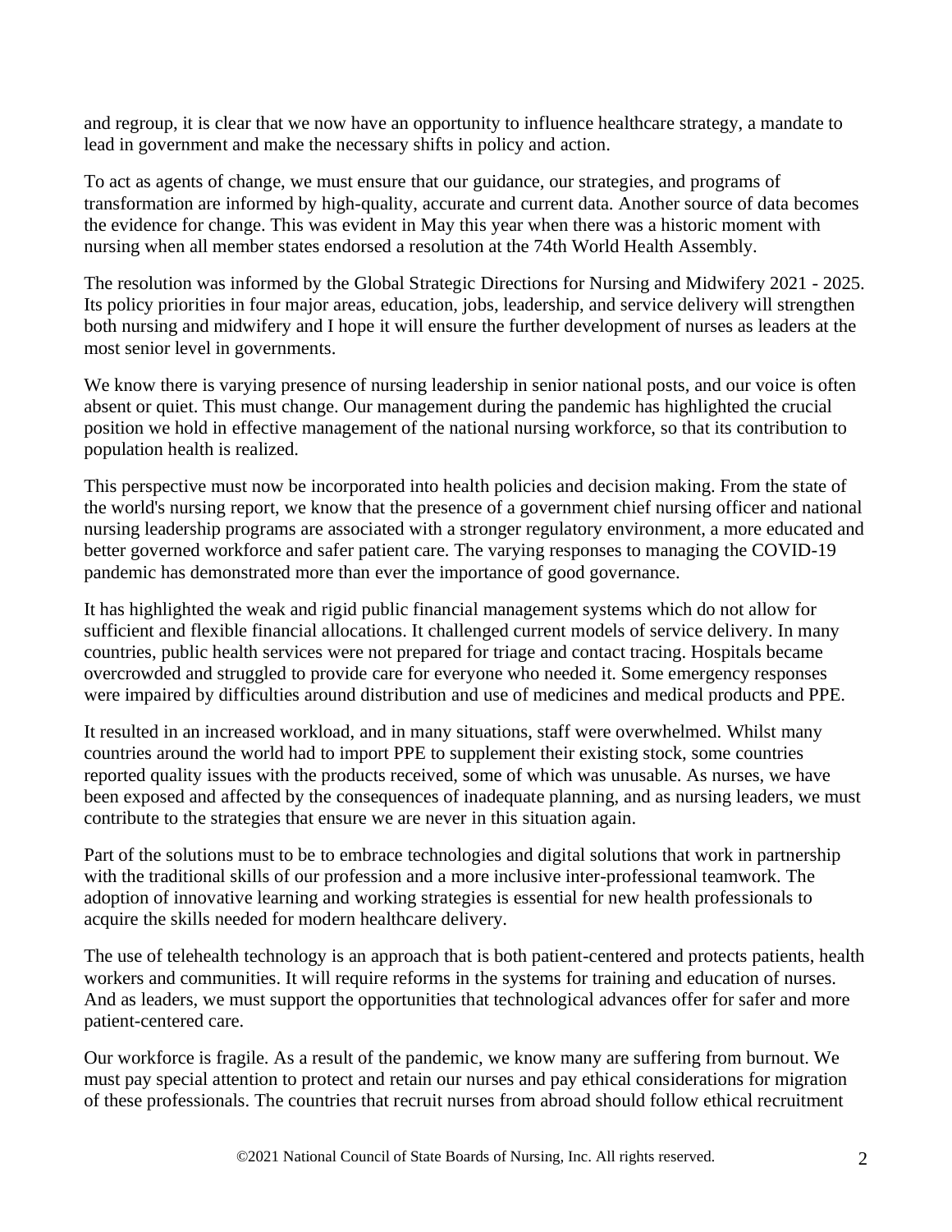and regroup, it is clear that we now have an opportunity to influence healthcare strategy, a mandate to lead in government and make the necessary shifts in policy and action.

To act as agents of change, we must ensure that our guidance, our strategies, and programs of transformation are informed by high-quality, accurate and current data. Another source of data becomes the evidence for change. This was evident in May this year when there was a historic moment with nursing when all member states endorsed a resolution at the 74th World Health Assembly.

The resolution was informed by the Global Strategic Directions for Nursing and Midwifery 2021 - 2025. Its policy priorities in four major areas, education, jobs, leadership, and service delivery will strengthen both nursing and midwifery and I hope it will ensure the further development of nurses as leaders at the most senior level in governments.

We know there is varying presence of nursing leadership in senior national posts, and our voice is often absent or quiet. This must change. Our management during the pandemic has highlighted the crucial position we hold in effective management of the national nursing workforce, so that its contribution to population health is realized.

This perspective must now be incorporated into health policies and decision making. From the state of the world's nursing report, we know that the presence of a government chief nursing officer and national nursing leadership programs are associated with a stronger regulatory environment, a more educated and better governed workforce and safer patient care. The varying responses to managing the COVID-19 pandemic has demonstrated more than ever the importance of good governance.

It has highlighted the weak and rigid public financial management systems which do not allow for sufficient and flexible financial allocations. It challenged current models of service delivery. In many countries, public health services were not prepared for triage and contact tracing. Hospitals became overcrowded and struggled to provide care for everyone who needed it. Some emergency responses were impaired by difficulties around distribution and use of medicines and medical products and PPE.

It resulted in an increased workload, and in many situations, staff were overwhelmed. Whilst many countries around the world had to import PPE to supplement their existing stock, some countries reported quality issues with the products received, some of which was unusable. As nurses, we have been exposed and affected by the consequences of inadequate planning, and as nursing leaders, we must contribute to the strategies that ensure we are never in this situation again.

Part of the solutions must to be to embrace technologies and digital solutions that work in partnership with the traditional skills of our profession and a more inclusive inter-professional teamwork. The adoption of innovative learning and working strategies is essential for new health professionals to acquire the skills needed for modern healthcare delivery.

The use of telehealth technology is an approach that is both patient-centered and protects patients, health workers and communities. It will require reforms in the systems for training and education of nurses. And as leaders, we must support the opportunities that technological advances offer for safer and more patient-centered care.

Our workforce is fragile. As a result of the pandemic, we know many are suffering from burnout. We must pay special attention to protect and retain our nurses and pay ethical considerations for migration of these professionals. The countries that recruit nurses from abroad should follow ethical recruitment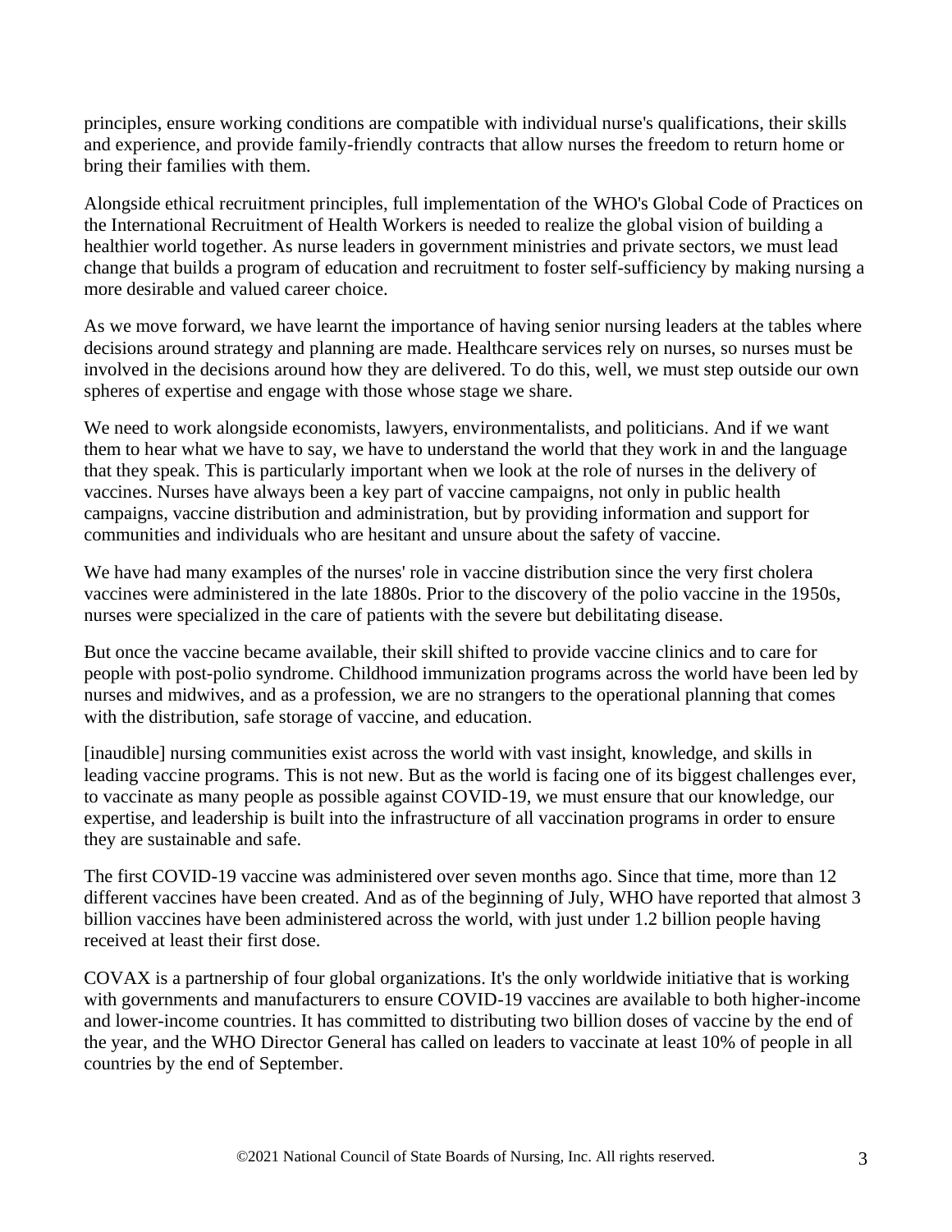principles, ensure working conditions are compatible with individual nurse's qualifications, their skills and experience, and provide family-friendly contracts that allow nurses the freedom to return home or bring their families with them.

Alongside ethical recruitment principles, full implementation of the WHO's Global Code of Practices on the International Recruitment of Health Workers is needed to realize the global vision of building a healthier world together. As nurse leaders in government ministries and private sectors, we must lead change that builds a program of education and recruitment to foster self-sufficiency by making nursing a more desirable and valued career choice.

As we move forward, we have learnt the importance of having senior nursing leaders at the tables where decisions around strategy and planning are made. Healthcare services rely on nurses, so nurses must be involved in the decisions around how they are delivered. To do this, well, we must step outside our own spheres of expertise and engage with those whose stage we share.

We need to work alongside economists, lawyers, environmentalists, and politicians. And if we want them to hear what we have to say, we have to understand the world that they work in and the language that they speak. This is particularly important when we look at the role of nurses in the delivery of vaccines. Nurses have always been a key part of vaccine campaigns, not only in public health campaigns, vaccine distribution and administration, but by providing information and support for communities and individuals who are hesitant and unsure about the safety of vaccine.

We have had many examples of the nurses' role in vaccine distribution since the very first cholera vaccines were administered in the late 1880s. Prior to the discovery of the polio vaccine in the 1950s, nurses were specialized in the care of patients with the severe but debilitating disease.

But once the vaccine became available, their skill shifted to provide vaccine clinics and to care for people with post-polio syndrome. Childhood immunization programs across the world have been led by nurses and midwives, and as a profession, we are no strangers to the operational planning that comes with the distribution, safe storage of vaccine, and education.

[inaudible] nursing communities exist across the world with vast insight, knowledge, and skills in leading vaccine programs. This is not new. But as the world is facing one of its biggest challenges ever, to vaccinate as many people as possible against COVID-19, we must ensure that our knowledge, our expertise, and leadership is built into the infrastructure of all vaccination programs in order to ensure they are sustainable and safe.

The first COVID-19 vaccine was administered over seven months ago. Since that time, more than 12 different vaccines have been created. And as of the beginning of July, WHO have reported that almost 3 billion vaccines have been administered across the world, with just under 1.2 billion people having received at least their first dose.

COVAX is a partnership of four global organizations. It's the only worldwide initiative that is working with governments and manufacturers to ensure COVID-19 vaccines are available to both higher-income and lower-income countries. It has committed to distributing two billion doses of vaccine by the end of the year, and the WHO Director General has called on leaders to vaccinate at least 10% of people in all countries by the end of September.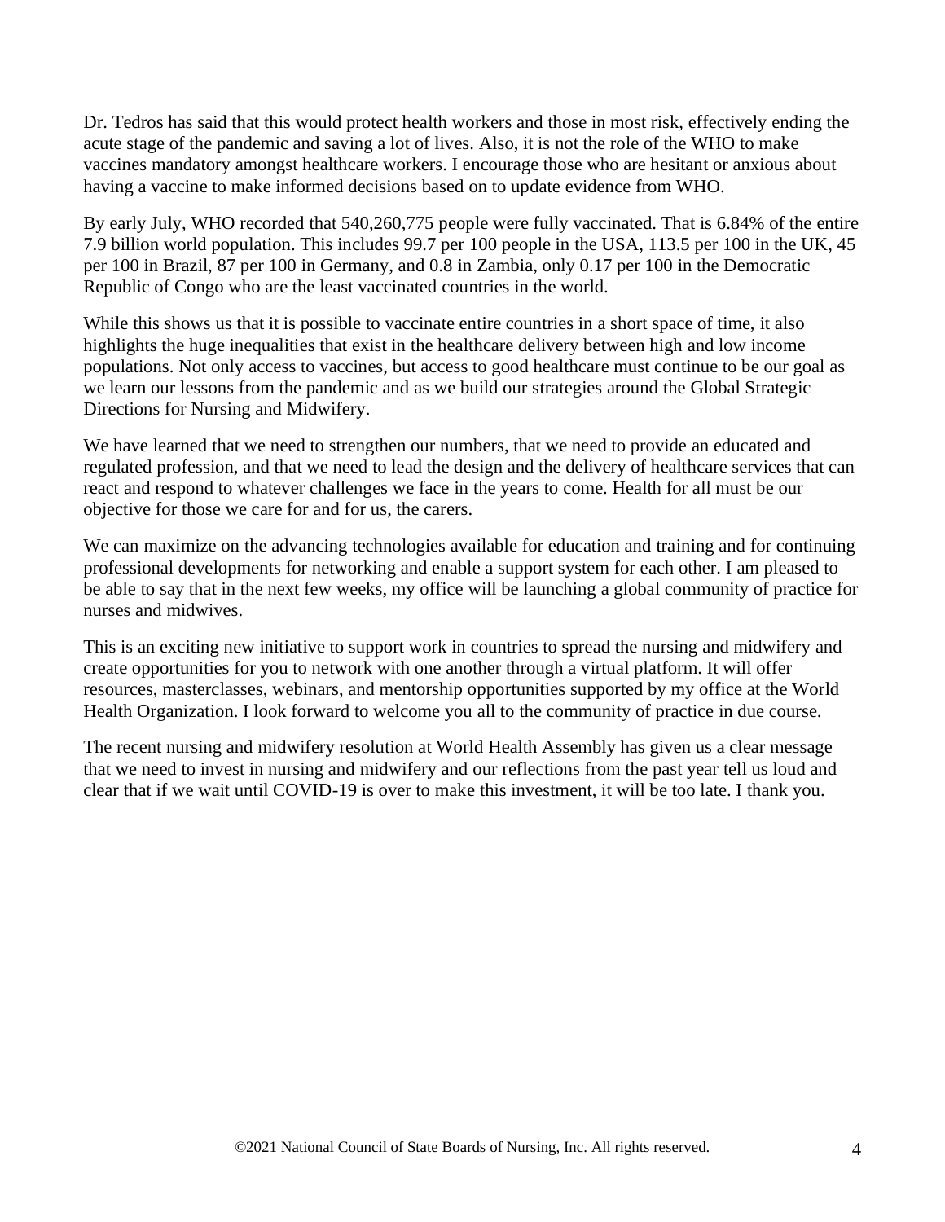Dr. Tedros has said that this would protect health workers and those in most risk, effectively ending the acute stage of the pandemic and saving a lot of lives. Also, it is not the role of the WHO to make vaccines mandatory amongst healthcare workers. I encourage those who are hesitant or anxious about having a vaccine to make informed decisions based on to update evidence from WHO.

By early July, WHO recorded that 540,260,775 people were fully vaccinated. That is 6.84% of the entire 7.9 billion world population. This includes 99.7 per 100 people in the USA, 113.5 per 100 in the UK, 45 per 100 in Brazil, 87 per 100 in Germany, and 0.8 in Zambia, only 0.17 per 100 in the Democratic Republic of Congo who are the least vaccinated countries in the world.

While this shows us that it is possible to vaccinate entire countries in a short space of time, it also highlights the huge inequalities that exist in the healthcare delivery between high and low income populations. Not only access to vaccines, but access to good healthcare must continue to be our goal as we learn our lessons from the pandemic and as we build our strategies around the Global Strategic Directions for Nursing and Midwifery.

We have learned that we need to strengthen our numbers, that we need to provide an educated and regulated profession, and that we need to lead the design and the delivery of healthcare services that can react and respond to whatever challenges we face in the years to come. Health for all must be our objective for those we care for and for us, the carers.

We can maximize on the advancing technologies available for education and training and for continuing professional developments for networking and enable a support system for each other. I am pleased to be able to say that in the next few weeks, my office will be launching a global community of practice for nurses and midwives.

This is an exciting new initiative to support work in countries to spread the nursing and midwifery and create opportunities for you to network with one another through a virtual platform. It will offer resources, masterclasses, webinars, and mentorship opportunities supported by my office at the World Health Organization. I look forward to welcome you all to the community of practice in due course.

The recent nursing and midwifery resolution at World Health Assembly has given us a clear message that we need to invest in nursing and midwifery and our reflections from the past year tell us loud and clear that if we wait until COVID-19 is over to make this investment, it will be too late. I thank you.